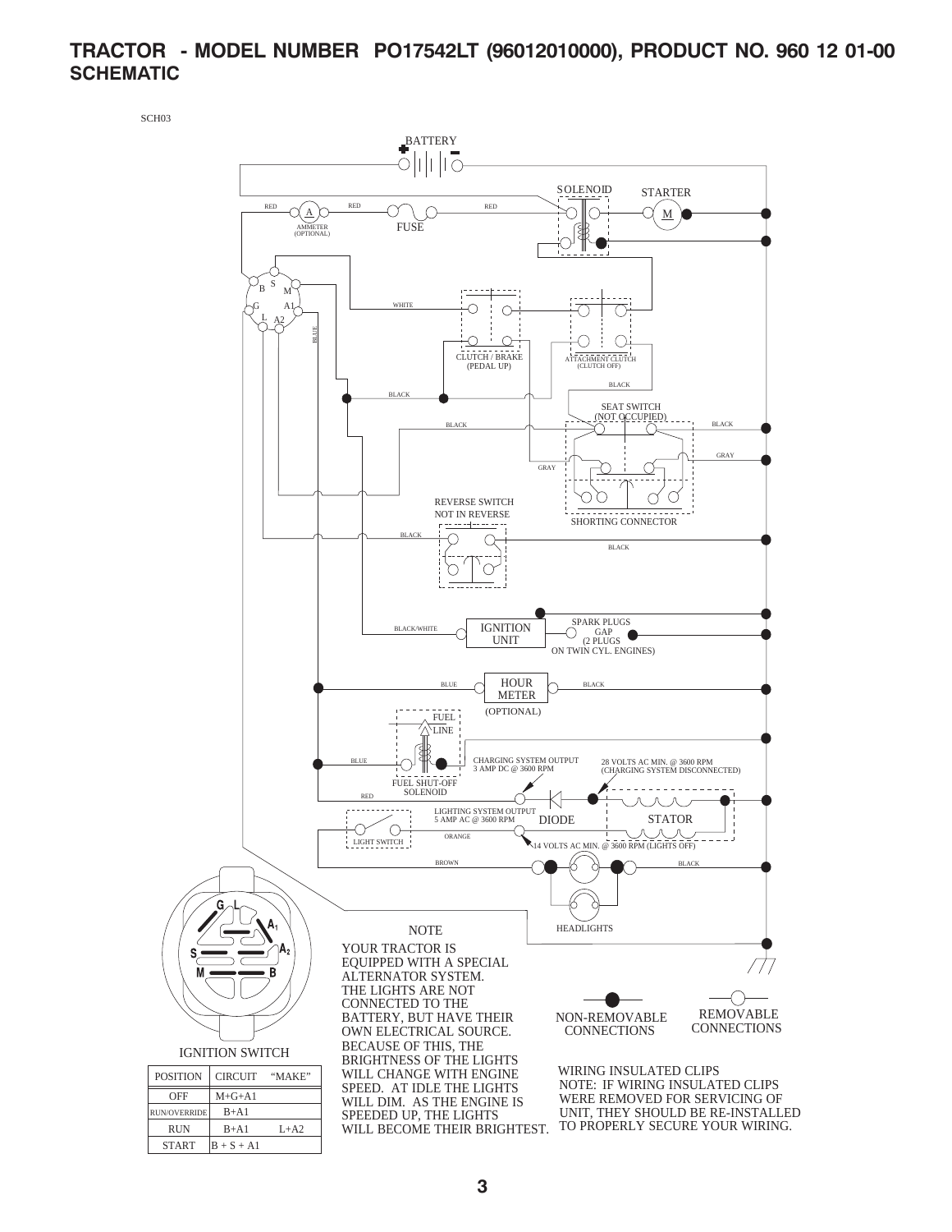# TRACTOR - MODEL NUMBER PO17542LT (96012010000), PRODUCT NO. 960 12 01-00
## SCHEMATIC

SCH03

BATTERY

SOLENOID

STARTER

RED

AMMETER (OPTIONAL)

RED

FUSE

RED

WHITE

CLUTCH / BRAKE (PEDAL UP)

ATTACHMENT CLUTCH (CLUTCH OFF)

BLACK

BLACK

SEAT SWITCH (NOT OCCUPIED)

BLACK

BLACK

GRAY

GRAY

SHORTING CONNECTOR

REVERSE SWITCH NOT IN REVERSE

BLACK

BLACK

BLACK/WHITE

IGNITION UNIT

SPARK PLUGS GAP (2 PLUGS ON TWIN CYL. ENGINES)

BLUE

HOUR METER (OPTIONAL)

BLACK

FUEL LINE

BLUE

FUEL SHUT-OFF SOLENOID

CHARGING SYSTEM OUTPUT 3 AMP DC @ 3600 RPM

28 VOLTS AC MIN. @ 3600 RPM (CHARGING SYSTEM DISCONNECTED)

RED

LIGHTING SYSTEM OUTPUT 5 AMP AC @ 3600 RPM

DIODE

STATOR

LIGHT SWITCH

ORANGE

14 VOLTS AC MIN. @ 3600 RPM (LIGHTS OFF)

BROWN

BLACK

HEADLIGHTS

IGNITION SWITCH

| POSITION | CIRCUIT | "MAKE" |
|---|---|---|
| OFF | M+G+A1 | |
| RUN/OVERRIDE | B+A1 | |
| RUN | B+A1 | L+A2 |
| START | B + S + A1 | |

NOTE

YOUR TRACTOR IS EQUIPPED WITH A SPECIAL ALTERNATOR SYSTEM. THE LIGHTS ARE NOT CONNECTED TO THE BATTERY, BUT HAVE THEIR OWN ELECTRICAL SOURCE. BECAUSE OF THIS, THE BRIGHTNESS OF THE LIGHTS WILL CHANGE WITH ENGINE SPEED. AT IDLE THE LIGHTS WILL DIM. AS THE ENGINE IS SPEEDED UP, THE LIGHTS WILL BECOME THEIR BRIGHTEST.

NON-REMOVABLE CONNECTIONS

REMOVABLE CONNECTIONS

WIRING INSULATED CLIPS
NOTE: IF WIRING INSULATED CLIPS WERE REMOVED FOR SERVICING OF UNIT, THEY SHOULD BE RE-INSTALLED TO PROPERLY SECURE YOUR WIRING.